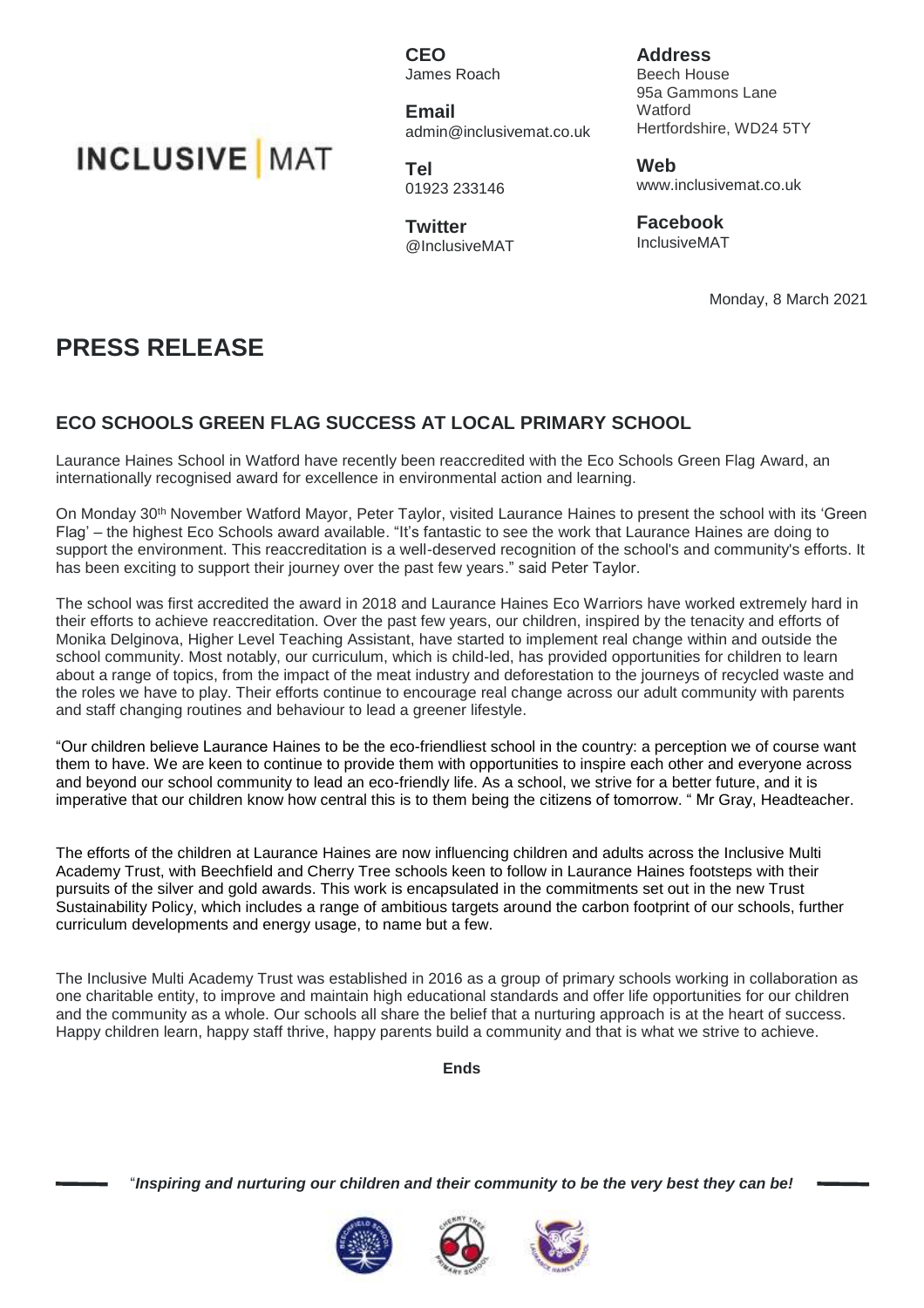**INCLUSIVE | MAT**

**CEO**
James Roach

**Email**
admin@inclusivemat.co.uk

**Tel**
01923 233146

**Twitter**
@InclusiveMAT

**Address**
Beech House
95a Gammons Lane
Watford
Hertfordshire, WD24 5TY

**Web**
www.inclusivemat.co.uk

**Facebook**
InclusiveMAT

Monday, 8 March 2021

# PRESS RELEASE

## ECO SCHOOLS GREEN FLAG SUCCESS AT LOCAL PRIMARY SCHOOL

Laurance Haines School in Watford have recently been reaccredited with the Eco Schools Green Flag Award, an internationally recognised award for excellence in environmental action and learning.

On Monday 30th November Watford Mayor, Peter Taylor, visited Laurance Haines to present the school with its 'Green Flag' – the highest Eco Schools award available. "It's fantastic to see the work that Laurance Haines are doing to support the environment. This reaccreditation is a well-deserved recognition of the school's and community's efforts. It has been exciting to support their journey over the past few years." said Peter Taylor.

The school was first accredited the award in 2018 and Laurance Haines Eco Warriors have worked extremely hard in their efforts to achieve reaccreditation. Over the past few years, our children, inspired by the tenacity and efforts of Monika Delginova, Higher Level Teaching Assistant, have started to implement real change within and outside the school community. Most notably, our curriculum, which is child-led, has provided opportunities for children to learn about a range of topics, from the impact of the meat industry and deforestation to the journeys of recycled waste and the roles we have to play. Their efforts continue to encourage real change across our adult community with parents and staff changing routines and behaviour to lead a greener lifestyle.

"Our children believe Laurance Haines to be the eco-friendliest school in the country: a perception we of course want them to have. We are keen to continue to provide them with opportunities to inspire each other and everyone across and beyond our school community to lead an eco-friendly life. As a school, we strive for a better future, and it is imperative that our children know how central this is to them being the citizens of tomorrow. " Mr Gray, Headteacher.

The efforts of the children at Laurance Haines are now influencing children and adults across the Inclusive Multi Academy Trust, with Beechfield and Cherry Tree schools keen to follow in Laurance Haines footsteps with their pursuits of the silver and gold awards. This work is encapsulated in the commitments set out in the new Trust Sustainability Policy, which includes a range of ambitious targets around the carbon footprint of our schools, further curriculum developments and energy usage, to name but a few.

The Inclusive Multi Academy Trust was established in 2016 as a group of primary schools working in collaboration as one charitable entity, to improve and maintain high educational standards and offer life opportunities for our children and the community as a whole. Our schools all share the belief that a nurturing approach is at the heart of success. Happy children learn, happy staff thrive, happy parents build a community and that is what we strive to achieve.

**Ends**

"*Inspiring and nurturing our children and their community to be the very best they can be!*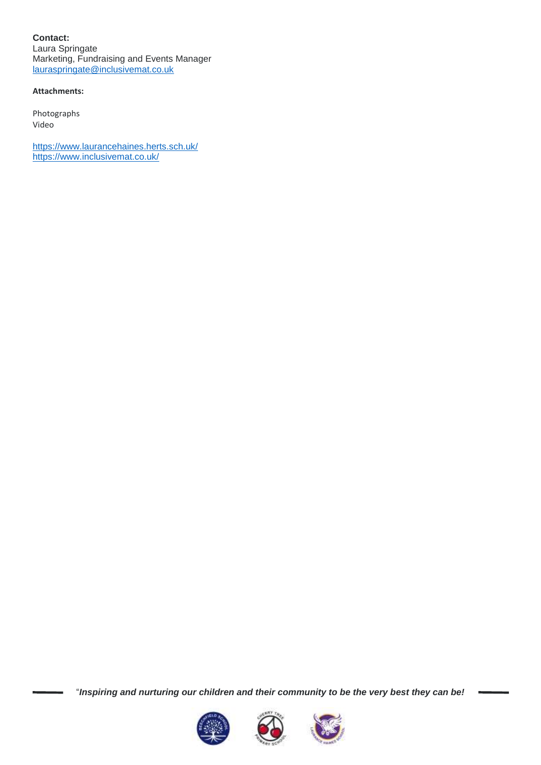**Contact:**
Laura Springate
Marketing, Fundraising and Events Manager
laurasprinqate@inclusivemat.co.uk

**Attachments:**

Photographs
Video

https://www.laurancehaines.herts.sch.uk/
https://www.inclusivemat.co.uk/

"*Inspiring and nurturing our children and their community to be the very best they can be!*